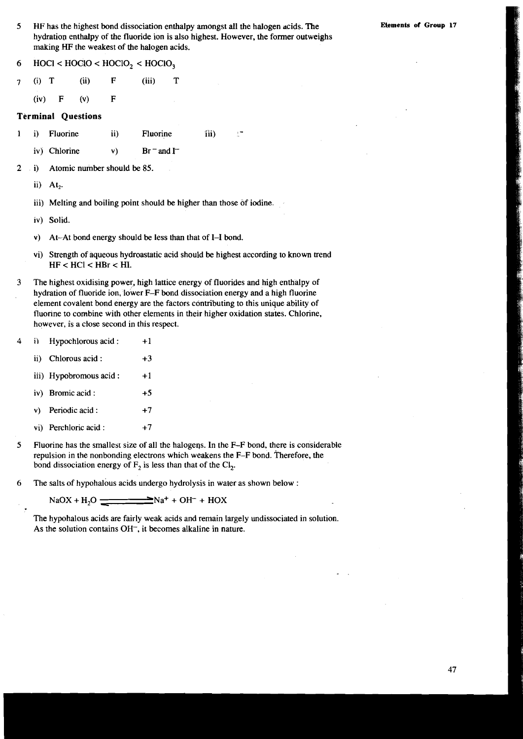5 HF has the highest bond dissociation enthalpy amongst all the halogen acids. The hydration enthalpy of the fluoride ion is also highest. However, the former outweighs making HF the weakest of the halogen acids.

6 $HOCl < HOClO < HOClO_2 < HOClO_3$

7 (i) T (ii) F (iii) T

(iv) F (v) F

### Terminal Questions

1 i) Fluorine ii) Fluorine iii) $I^-$

iv) Chlorine v) $Br^-$ and $I^-$

2 i) Atomic number should be 85.

ii) $At_2$.

iii) Melting and boiling point should be higher than those of iodine.

iv) Solid.

v) At–At bond energy should be less than that of I–I bond.

vi) Strength of aqueous hydroastatic acid should be highest according to known trend $HF < HCl < HBr < HI$.

3 The highest oxidising power, high lattice energy of fluorides and high enthalpy of hydration of fluoride ion, lower F–F bond dissociation energy and a high fluorine element covalent bond energy are the factors contributing to this unique ability of fluorine to combine with other elements in their higher oxidation states. Chlorine, however, is a close second in this respect.

4 i) Hypochlorous acid : +1

ii) Chlorous acid : +3

iii) Hypobromous acid : +1

iv) Bromic acid : +5

v) Periodic acid : +7

vi) Perchloric acid : +7

5 Fluorine has the smallest size of all the halogens. In the F–F bond, there is considerable repulsion in the nonbonding electrons which weakens the F–F bond. Therefore, the bond dissociation energy of $F_2$ is less than that of the $Cl_2$.

6 The salts of hypohalous acids undergo hydrolysis in water as shown below :

$$NaOX + H_2O \rightleftharpoons Na^+ + OH^- + HOX$$

The hypohalous acids are fairly weak acids and remain largely undissociated in solution. As the solution contains $OH^-$, it becomes alkaline in nature.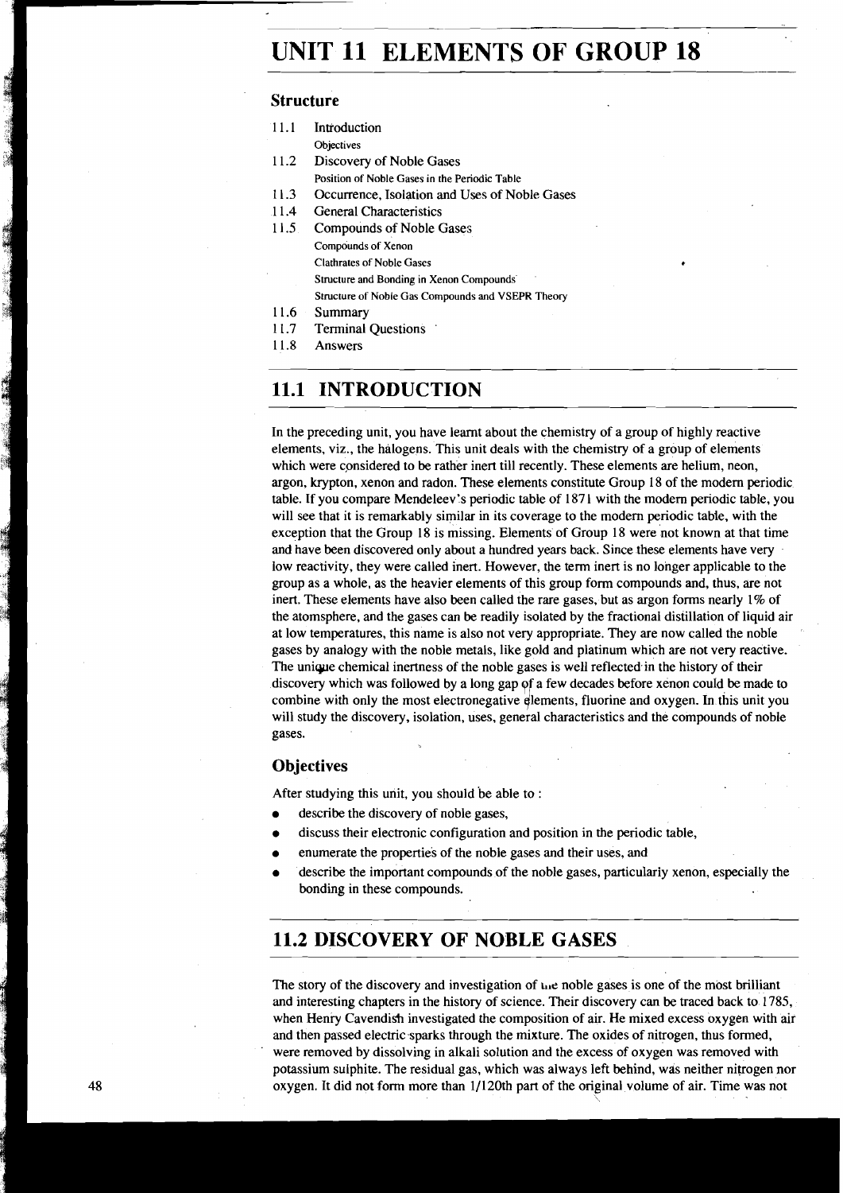# UNIT 11 ELEMENTS OF GROUP 18

## Structure

11.1 Introduction
 Objectives

11.2 Discovery of Noble Gases
 Position of Noble Gases in the Periodic Table

11.3 Occurrence, Isolation and Uses of Noble Gases

11.4 General Characteristics

11.5 Compounds of Noble Gases
 Compounds of Xenon
 Clathrates of Noble Gases
 Structure and Bonding in Xenon Compounds
 Structure of Noble Gas Compounds and VSEPR Theory

11.6 Summary

11.7 Terminal Questions

11.8 Answers

## 11.1 INTRODUCTION

In the preceding unit, you have learnt about the chemistry of a group of highly reactive elements, viz., the halogens. This unit deals with the chemistry of a group of elements which were considered to be rather inert till recently. These elements are helium, neon, argon, krypton, xenon and radon. These elements constitute Group 18 of the modern periodic table. If you compare Mendeleev's periodic table of 1871 with the modern periodic table, you will see that it is remarkably similar in its coverage to the modern periodic table, with the exception that the Group 18 is missing. Elements of Group 18 were not known at that time and have been discovered only about a hundred years back. Since these elements have very low reactivity, they were called inert. However, the term inert is no longer applicable to the group as a whole, as the heavier elements of this group form compounds and, thus, are not inert. These elements have also been called the rare gases, but as argon forms nearly 1% of the atomsphere, and the gases can be readily isolated by the fractional distillation of liquid air at low temperatures, this name is also not very appropriate. They are now called the noble gases by analogy with the noble metals, like gold and platinum which are not very reactive. The unique chemical inertness of the noble gases is well reflected in the history of their discovery which was followed by a long gap of a few decades before xenon could be made to combine with only the most electronegative elements, fluorine and oxygen. In this unit you will study the discovery, isolation, uses, general characteristics and the compounds of noble gases.

### Objectives

After studying this unit, you should be able to :

- describe the discovery of noble gases,
- discuss their electronic configuration and position in the periodic table,
- enumerate the properties of the noble gases and their uses, and
- describe the important compounds of the noble gases, particularly xenon, especially the bonding in these compounds.

## 11.2 DISCOVERY OF NOBLE GASES

The story of the discovery and investigation of the noble gases is one of the most brilliant and interesting chapters in the history of science. Their discovery can be traced back to 1785, when Henry Cavendish investigated the composition of air. He mixed excess oxygen with air and then passed electric sparks through the mixture. The oxides of nitrogen, thus formed, were removed by dissolving in alkali solution and the excess of oxygen was removed with potassium sulphite. The residual gas, which was always left behind, was neither nitrogen nor oxygen. It did not form more than 1/120th part of the original volume of air. Time was not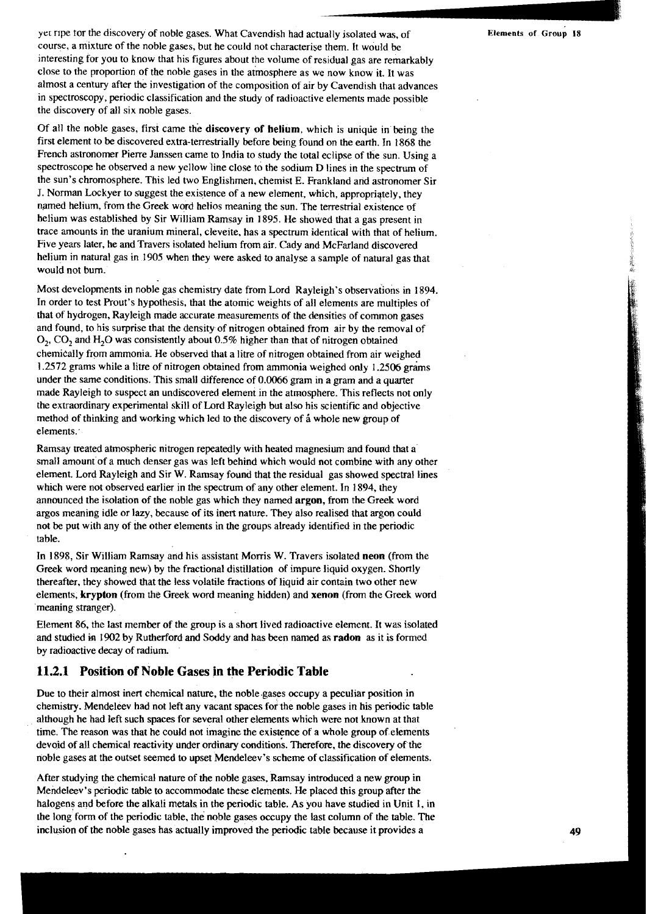yet ripe for the discovery of noble gases. What Cavendish had actually isolated was, of course, a mixture of the noble gases, but he could not characterise them. It would be interesting for you to know that his figures about the volume of residual gas are remarkably close to the proportion of the noble gases in the atmosphere as we now know it. It was almost a century after the investigation of the composition of air by Cavendish that advances in spectroscopy, periodic classification and the study of radioactive elements made possible the discovery of all six noble gases.

Of all the noble gases, first came the **discovery of helium**, which is unique in being the first element to be discovered extra-terrestrially before being found on the earth. In 1868 the French astronomer Pierre Janssen came to India to study the total eclipse of the sun. Using a spectroscope he observed a new yellow line close to the sodium D lines in the spectrum of the sun's chromosphere. This led two Englishmen, chemist E. Frankland and astronomer Sir J. Norman Lockyer to suggest the existence of a new element, which, appropriately, they named helium, from the Greek word helios meaning the sun. The terrestrial existence of helium was established by Sir William Ramsay in 1895. He showed that a gas present in trace amounts in the uranium mineral, cleveite, has a spectrum identical with that of helium. Five years later, he and Travers isolated helium from air. Cady and McFarland discovered helium in natural gas in 1905 when they were asked to analyse a sample of natural gas that would not burn.

Most developments in noble gas chemistry date from Lord Rayleigh's observations in 1894. In order to test Prout's hypothesis, that the atomic weights of all elements are multiples of that of hydrogen, Rayleigh made accurate measurements of the densities of common gases and found, to his surprise that the density of nitrogen obtained from air by the removal of $O_2$, $CO_2$ and $H_2O$ was consistently about 0.5% higher than that of nitrogen obtained chemically from ammonia. He observed that a litre of nitrogen obtained from air weighed 1.2572 grams while a litre of nitrogen obtained from ammonia weighed only 1.2506 grams under the same conditions. This small difference of 0.0066 gram in a gram and a quarter made Rayleigh to suspect an undiscovered element in the atmosphere. This reflects not only the extraordinary experimental skill of Lord Rayleigh but also his scientific and objective method of thinking and working which led to the discovery of a whole new group of elements.

Ramsay treated atmospheric nitrogen repeatedly with heated magnesium and found that a small amount of a much denser gas was left behind which would not combine with any other element. Lord Rayleigh and Sir W. Ramsay found that the residual gas showed spectral lines which were not observed earlier in the spectrum of any other element. In 1894, they announced the isolation of the noble gas which they named **argon**, from the Greek word argos meaning idle or lazy, because of its inert nature. They also realised that argon could not be put with any of the other elements in the groups already identified in the periodic table.

In 1898, Sir William Ramsay and his assistant Morris W. Travers isolated **neon** (from the Greek word meaning new) by the fractional distillation of impure liquid oxygen. Shortly thereafter, they showed that the less volatile fractions of liquid air contain two other new elements, **krypton** (from the Greek word meaning hidden) and **xenon** (from the Greek word meaning stranger).

Element 86, the last member of the group is a short lived radioactive element. It was isolated and studied in 1902 by Rutherford and Soddy and has been named as **radon** as it is formed by radioactive decay of radium.

### 11.2.1 Position of Noble Gases in the Periodic Table

Due to their almost inert chemical nature, the noble gases occupy a peculiar position in chemistry. Mendeleev had not left any vacant spaces for the noble gases in his periodic table although he had left such spaces for several other elements which were not known at that time. The reason was that he could not imagine the existence of a whole group of elements devoid of all chemical reactivity under ordinary conditions. Therefore, the discovery of the noble gases at the outset seemed to upset Mendeleev's scheme of classification of elements.

After studying the chemical nature of the noble gases, Ramsay introduced a new group in Mendeleev's periodic table to accommodate these elements. He placed this group after the halogens and before the alkali metals in the periodic table. As you have studied in Unit 1, in the long form of the periodic table, the noble gases occupy the last column of the table. The inclusion of the noble gases has actually improved the periodic table because it provides a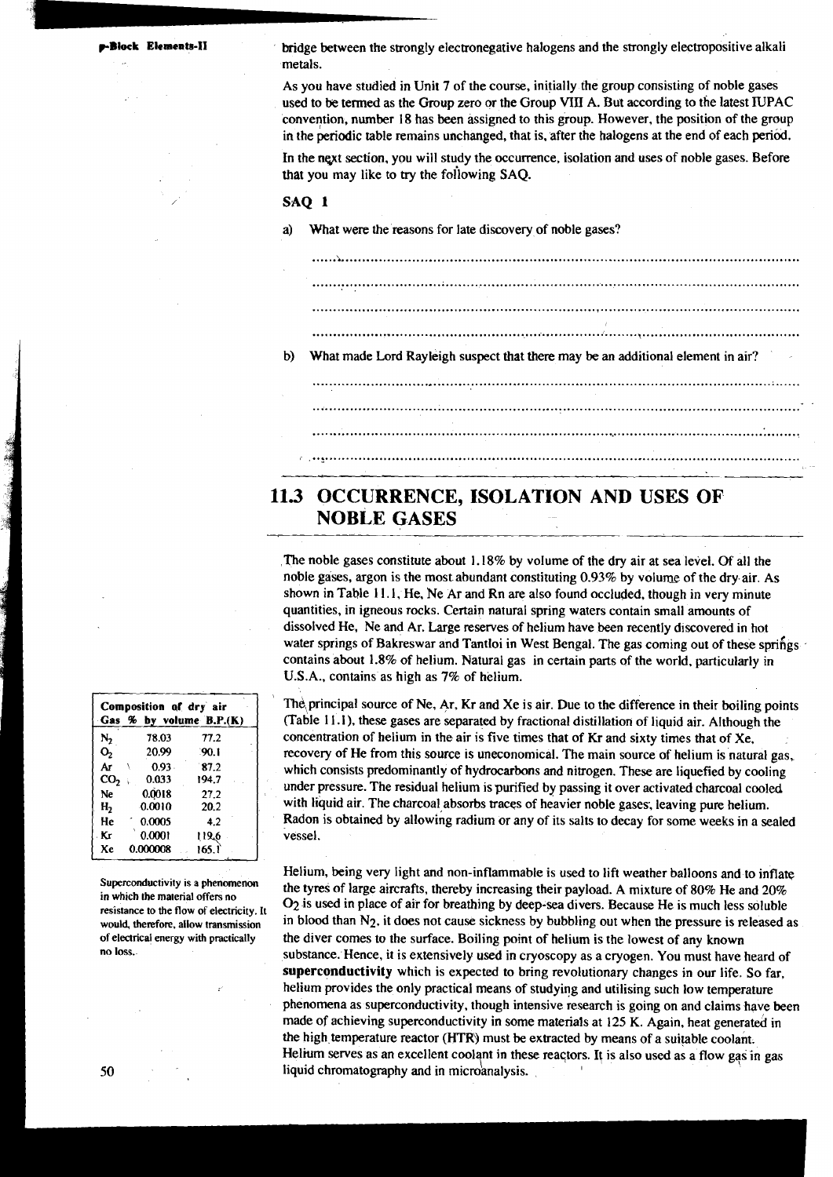bridge between the strongly electronegative halogens and the strongly electropositive alkali metals.

As you have studied in Unit 7 of the course, initially the group consisting of noble gases used to be termed as the Group zero or the Group VIII A. But according to the latest IUPAC convention, number 18 has been assigned to this group. However, the position of the group in the periodic table remains unchanged, that is, after the halogens at the end of each period.

In the next section, you will study the occurrence, isolation and uses of noble gases. Before that you may like to try the following SAQ.

**SAQ 1**

a) What were the reasons for late discovery of noble gases?

..........................................................................................................

..........................................................................................................

..........................................................................................................

..........................................................................................................

b) What made Lord Rayleigh suspect that there may be an additional element in air?

..........................................................................................................

..........................................................................................................

..........................................................................................................

..........................................................................................................

## 11.3 OCCURRENCE, ISOLATION AND USES OF NOBLE GASES

The noble gases constitute about 1.18% by volume of the dry air at sea level. Of all the noble gases, argon is the most abundant constituting 0.93% by volume of the dry air. As shown in Table 11.1, He, Ne Ar and Rn are also found occluded, though in very minute quantities, in igneous rocks. Certain natural spring waters contain small amounts of dissolved He, Ne and Ar. Large reserves of helium have been recently discovered in hot water springs of Bakreswar and Tantloi in West Bengal. The gas coming out of these springs contains about 1.8% of helium. Natural gas in certain parts of the world, particularly in U.S.A., contains as high as 7% of helium.

| Composition of dry air | | |
|---|---|---|
| Gas | % by volume | B.P.(K) |
| $N_2$ | 78.03 | 77.2 |
| $O_2$ | 20.99 | 90.1 |
| Ar | 0.93 | 87.2 |
| $CO_2$ | 0.033 | 194.7 |
| Ne | 0.0018 | 27.2 |
| $H_2$ | 0.0010 | 20.2 |
| He | 0.0005 | 4.2 |
| Kr | 0.0001 | 119.6 |
| Xe | 0.000008 | 165.1 |

The principal source of Ne, Ar, Kr and Xe is air. Due to the difference in their boiling points (Table 11.1), these gases are separated by fractional distillation of liquid air. Although the concentration of helium in the air is five times that of Kr and sixty times that of Xe, recovery of He from this source is uneconomical. The main source of helium is natural gas, which consists predominantly of hydrocarbons and nitrogen. These are liquefied by cooling under pressure. The residual helium is purified by passing it over activated charcoal cooled with liquid air. The charcoal absorbs traces of heavier noble gases, leaving pure helium. Radon is obtained by allowing radium or any of its salts to decay for some weeks in a sealed vessel.

Superconductivity is a phenomenon in which the material offers no resistance to the flow of electricity. It would, therefore, allow transmission of electrical energy with practically no loss.

Helium, being very light and non-inflammable is used to lift weather balloons and to inflate the tyres of large aircrafts, thereby increasing their payload. A mixture of 80% He and 20% $O_2$ is used in place of air for breathing by deep-sea divers. Because He is much less soluble in blood than $N_2$, it does not cause sickness by bubbling out when the pressure is released as the diver comes to the surface. Boiling point of helium is the lowest of any known substance. Hence, it is extensively used in cryoscopy as a cryogen. You must have heard of **superconductivity** which is expected to bring revolutionary changes in our life. So far, helium provides the only practical means of studying and utilising such low temperature phenomena as superconductivity, though intensive research is going on and claims have been made of achieving superconductivity in some materials at 125 K. Again, heat generated in the high temperature reactor (HTR) must be extracted by means of a suitable coolant. Helium serves as an excellent coolant in these reactors. It is also used as a flow gas in gas liquid chromatography and in microanalysis.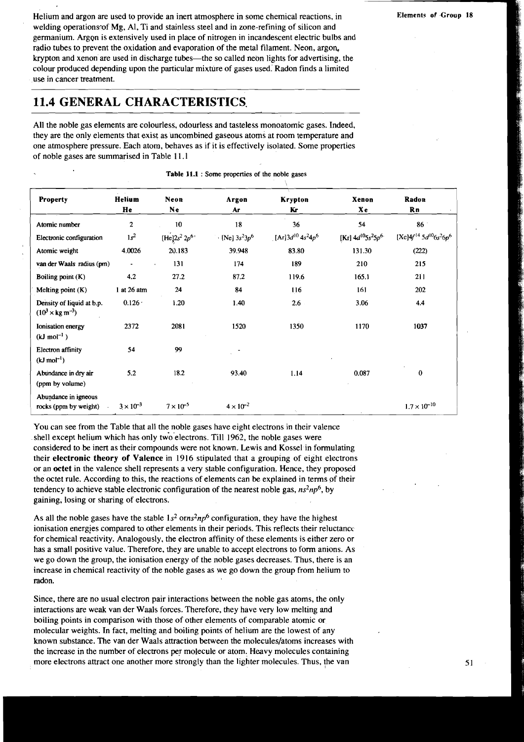Helium and argon are used to provide an inert atmosphere in some chemical reactions, in welding operations of Mg, Al, Ti and stainless steel and in zone-refining of silicon and germanium. Argon is extensively used in place of nitrogen in incandescent electric bulbs and radio tubes to prevent the oxidation and evaporation of the metal filament. Neon, argon, krypton and xenon are used in discharge tubes—the so called neon lights for advertising, the colour produced depending upon the particular mixture of gases used. Radon finds a limited use in cancer treatment.

## 11.4 GENERAL CHARACTERISTICS

All the noble gas elements are colourless, odourless and tasteless monoatomic gases. Indeed, they are the only elements that exist as uncombined gaseous atoms at room temperature and one atmosphere pressure. Each atom, behaves as if it is effectively isolated. Some properties of noble gases are summarised in Table 11.1

**Table 11.1** : Some properties of the noble gases

| Property | Helium He | Neon Ne | Argon Ar | Krypton Kr | Xenon Xe | Radon Rn |
|---|---|---|---|---|---|---|
| Atomic number | 2 | 10 | 18 | 36 | 54 | 86 |
| Electronic configuration | $1s^2$ | [He]$2s^2\,2p^6$ | [Ne] $3s^23p^6$ | [Ar]$3d^{10}\,4s^24p^6$ | [Kr] $4d^{10}5s^25p^6$ | [Xe]$4f^{14}\,5d^{10}6s^26p^6$ |
| Atomic weight | 4.0026 | 20.183 | 39.948 | 83.80 | 131.30 | (222) |
| van der Waals radius (pm) | - | 131 | 174 | 189 | 210 | 215 |
| Boiling point (K) | 4.2 | 27.2 | 87.2 | 119.6 | 165.1 | 211 |
| Melting point (K) | 1 at 26 atm | 24 | 84 | 116 | 161 | 202 |
| Density of liquid at b.p. ($10^3 \times$ kg m$^{-3}$) | 0.126 | 1.20 | 1.40 | 2.6 | 3.06 | 4.4 |
| Ionisation energy (kJ mol$^{-1}$) | 2372 | 2081 | 1520 | 1350 | 1170 | 1037 |
| Electron affinity (kJ mol$^{-1}$) | 54 | 99 | - | | | |
| Abundance in dry air (ppm by volume) | 5.2 | 18.2 | 93.40 | 1.14 | 0.087 | 0 |
| Abundance in igneous rocks (ppm by weight) | $3 \times 10^{-3}$ | $7 \times 10^{-5}$ | $4 \times 10^{-2}$ | | | $1.7 \times 10^{-10}$ |

You can see from the Table that all the noble gases have eight electrons in their valence shell except helium which has only two electrons. Till 1962, the noble gases were considered to be inert as their compounds were not known. Lewis and Kossel in formulating their **electronic theory of Valence** in 1916 stipulated that a grouping of eight electrons or an **octet** in the valence shell represents a very stable configuration. Hence, they proposed the octet rule. According to this, the reactions of elements can be explained in terms of their tendency to achieve stable electronic configuration of the nearest noble gas, $ns^2np^6$, by gaining, losing or sharing of electrons.

As all the noble gases have the stable $1s^2$ or $ns^2np^6$ configuration, they have the highest ionisation energies compared to other elements in their periods. This reflects their reluctance for chemical reactivity. Analogously, the electron affinity of these elements is either zero or has a small positive value. Therefore, they are unable to accept electrons to form anions. As we go down the group, the ionisation energy of the noble gases decreases. Thus, there is an increase in chemical reactivity of the noble gases as we go down the group from helium to radon.

Since, there are no usual electron pair interactions between the noble gas atoms, the only interactions are weak van der Waals forces. Therefore, they have very low melting and boiling points in comparison with those of other elements of comparable atomic or molecular weights. In fact, melting and boiling points of helium are the lowest of any known substance. The van der Waals attraction between the molecules/atoms increases with the increase in the number of electrons per molecule or atom. Heavy molecules containing more electrons attract one another more strongly than the lighter molecules. Thus, the van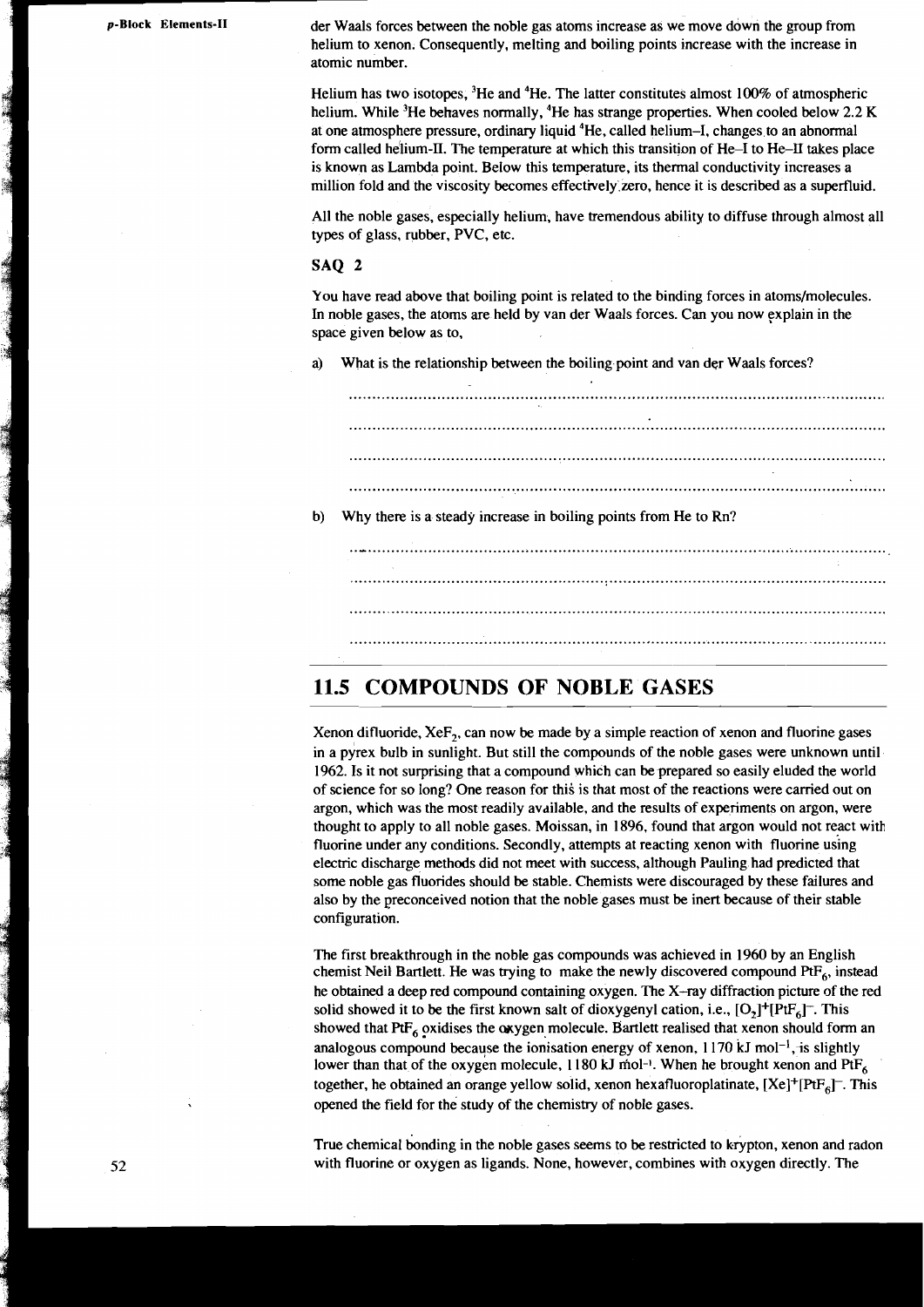der Waals forces between the noble gas atoms increase as we move down the group from helium to xenon. Consequently, melting and boiling points increase with the increase in atomic number.

Helium has two isotopes, $^3He$ and $^4He$. The latter constitutes almost 100% of atmospheric helium. While $^3He$ behaves normally, $^4He$ has strange properties. When cooled below 2.2 K at one atmosphere pressure, ordinary liquid $^4He$, called helium–I, changes to an abnormal form called helium-II. The temperature at which this transition of He–I to He–II takes place is known as Lambda point. Below this temperature, its thermal conductivity increases a million fold and the viscosity becomes effectively zero, hence it is described as a superfluid.

All the noble gases, especially helium, have tremendous ability to diffuse through almost all types of glass, rubber, PVC, etc.

### SAQ 2

You have read above that boiling point is related to the binding forces in atoms/molecules. In noble gases, the atoms are held by van der Waals forces. Can you now explain in the space given below as to,

a) What is the relationship between the boiling point and van der Waals forces?

.....................................................................................................................

.....................................................................................................................

.....................................................................................................................

.....................................................................................................................

b) Why there is a steady increase in boiling points from He to Rn?

.....................................................................................................................

.....................................................................................................................

.....................................................................................................................

.....................................................................................................................

## 11.5 COMPOUNDS OF NOBLE GASES

Xenon difluoride, $XeF_2$, can now be made by a simple reaction of xenon and fluorine gases in a pyrex bulb in sunlight. But still the compounds of the noble gases were unknown until 1962. Is it not surprising that a compound which can be prepared so easily eluded the world of science for so long? One reason for this is that most of the reactions were carried out on argon, which was the most readily available, and the results of experiments on argon, were thought to apply to all noble gases. Moissan, in 1896, found that argon would not react with fluorine under any conditions. Secondly, attempts at reacting xenon with fluorine using electric discharge methods did not meet with success, although Pauling had predicted that some noble gas fluorides should be stable. Chemists were discouraged by these failures and also by the preconceived notion that the noble gases must be inert because of their stable configuration.

The first breakthrough in the noble gas compounds was achieved in 1960 by an English chemist Neil Bartlett. He was trying to make the newly discovered compound $PtF_6$, instead he obtained a deep red compound containing oxygen. The X–ray diffraction picture of the red solid showed it to be the first known salt of dioxygenyl cation, i.e., $[O_2]^+[PtF_6]^-$. This showed that $PtF_6$ oxidises the oxygen molecule. Bartlett realised that xenon should form an analogous compound because the ionisation energy of xenon, 1170 kJ mol$^{-1}$, is slightly lower than that of the oxygen molecule, 1180 kJ mol$^{-1}$. When he brought xenon and $PtF_6$ together, he obtained an orange yellow solid, xenon hexafluoroplatinate, $[Xe]^+[PtF_6]^-$. This opened the field for the study of the chemistry of noble gases.

True chemical bonding in the noble gases seems to be restricted to krypton, xenon and radon with fluorine or oxygen as ligands. None, however, combines with oxygen directly. The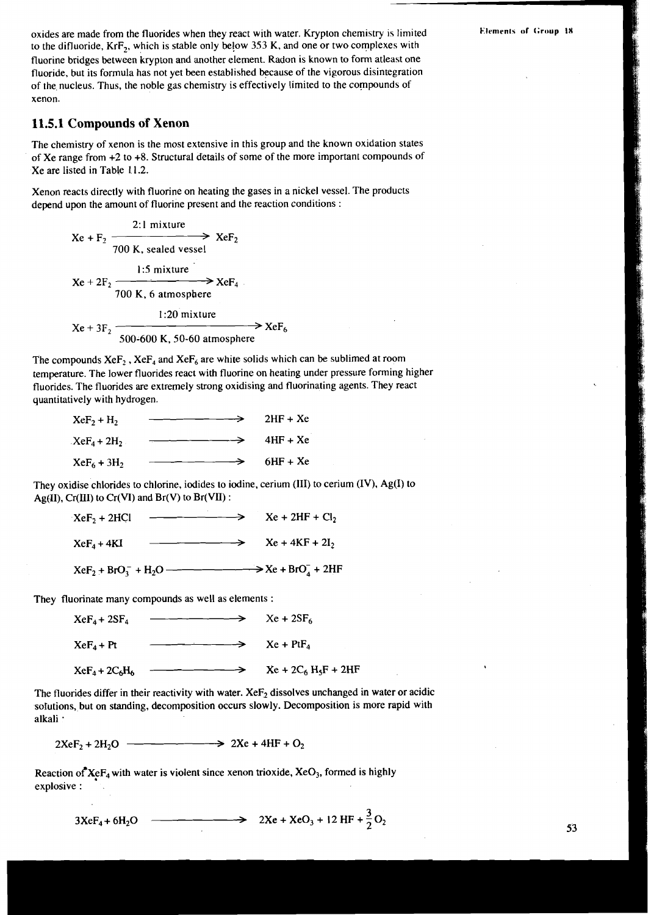oxides are made from the fluorides when they react with water. Krypton chemistry is limited to the difluoride, $KrF_2$, which is stable only below 353 K, and one or two complexes with fluorine bridges between krypton and another element. Radon is known to form atleast one fluoride, but its formula has not yet been established because of the vigorous disintegration of the nucleus. Thus, the noble gas chemistry is effectively limited to the compounds of xenon.

### 11.5.1 Compounds of Xenon

The chemistry of xenon is the most extensive in this group and the known oxidation states of Xe range from +2 to +8. Structural details of some of the more important compounds of Xe are listed in Table 11.2.

Xenon reacts directly with fluorine on heating the gases in a nickel vessel. The products depend upon the amount of fluorine present and the reaction conditions :

$$Xe + F_2 \xrightarrow[\text{700 K, sealed vessel}]{\text{2:1 mixture}} XeF_2$$

$$Xe + 2F_2 \xrightarrow[\text{700 K, 6 atmosphere}]{\text{1:5 mixture}} XeF_4$$

$$Xe + 3F_2 \xrightarrow[\text{500-600 K, 50-60 atmosphere}]{\text{1:20 mixture}} XeF_6$$

The compounds $XeF_2$ , $XeF_4$ and $XeF_6$ are white solids which can be sublimed at room temperature. The lower fluorides react with fluorine on heating under pressure forming higher fluorides. The fluorides are extremely strong oxidising and fluorinating agents. They react quantitatively with hydrogen.

$$XeF_2 + H_2 \longrightarrow 2HF + Xe$$

$$XeF_4 + 2H_2 \longrightarrow 4HF + Xe$$

$$XeF_6 + 3H_2 \longrightarrow 6HF + Xe$$

They oxidise chlorides to chlorine, iodides to iodine, cerium (III) to cerium (IV), Ag(I) to Ag(II), Cr(III) to Cr(VI) and Br(V) to Br(VII) :

$$XeF_2 + 2HCl \longrightarrow Xe + 2HF + Cl_2$$

$$XeF_4 + 4KI \longrightarrow Xe + 4KF + 2I_2$$

$$XeF_2 + BrO_3^- + H_2O \longrightarrow Xe + BrO_4^- + 2HF$$

They fluorinate many compounds as well as elements :

$$XeF_4 + 2SF_4 \longrightarrow Xe + 2SF_6$$

$$XeF_4 + Pt \longrightarrow Xe + PtF_4$$

$$XeF_4 + 2C_6H_6 \longrightarrow Xe + 2C_6H_5F + 2HF$$

The fluorides differ in their reactivity with water. $XeF_2$ dissolves unchanged in water or acidic solutions, but on standing, decomposition occurs slowly. Decomposition is more rapid with alkali ·

$$2XeF_2 + 2H_2O \longrightarrow 2Xe + 4HF + O_2$$

Reaction of $XeF_4$ with water is violent since xenon trioxide, $XeO_3$, formed is highly explosive :

$$3XeF_4 + 6H_2O \longrightarrow 2Xe + XeO_3 + 12\,HF + \frac{3}{2}O_2$$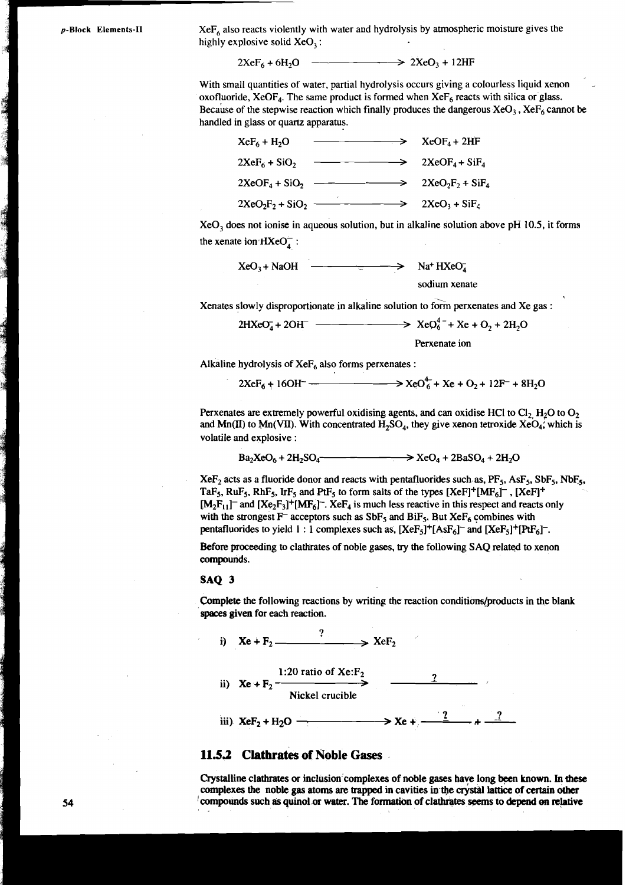$XeF_6$ also reacts violently with water and hydrolysis by atmospheric moisture gives the highly explosive solid $XeO_3$:

$$2XeF_6 + 6H_2O \longrightarrow 2XeO_3 + 12HF$$

With small quantities of water, partial hydrolysis occurs giving a colourless liquid xenon oxofluoride, $XeOF_4$. The same product is formed when $XeF_6$ reacts with silica or glass. Because of the stepwise reaction which finally produces the dangerous $XeO_3$, $XeF_6$ cannot be handled in glass or quartz apparatus.

$$XeF_6 + H_2O \longrightarrow XeOF_4 + 2HF$$

$$2XeF_6 + SiO_2 \longrightarrow 2XeOF_4 + SiF_4$$

$$2XeOF_4 + SiO_2 \longrightarrow 2XeO_2F_2 + SiF_4$$

$$2XeO_2F_2 + SiO_2 \longrightarrow 2XeO_3 + SiF_4$$

$XeO_3$ does not ionise in aqueous solution, but in alkaline solution above pH 10.5, it forms the xenate ion $HXeO_4^-$:

$$XeO_3 + NaOH \longrightarrow \underset{\text{sodium xenate}}{Na^+ HXeO_4^-}$$

Xenates slowly disproportionate in alkaline solution to form perxenates and Xe gas :

$$2HXeO_4^- + 2OH^- \longrightarrow \underset{\text{Perxenate ion}}{XeO_6^{4-}} + Xe + O_2 + 2H_2O$$

Alkaline hydrolysis of $XeF_6$ also forms perxenates :

$$2XeF_6 + 16OH^- \longrightarrow XeO_6^{4-} + Xe + O_2 + 12F^- + 8H_2O$$

Perxenates are extremely powerful oxidising agents, and can oxidise HCl to $Cl_2$, $H_2O$ to $O_2$ and Mn(II) to Mn(VII). With concentrated $H_2SO_4$, they give xenon tetroxide $XeO_4$, which is volatile and explosive :

$$Ba_2XeO_6 + 2H_2SO_4 \longrightarrow XeO_4 + 2BaSO_4 + 2H_2O$$

$XeF_2$ acts as a fluoride donor and reacts with pentafluorides such as, $PF_5$, $AsF_5$, $SbF_5$, $NbF_5$, $TaF_5$, $RuF_5$, $RhF_5$, $IrF_5$ and $PtF_5$ to form salts of the types $[XeF]^+[MF_6]^-$, $[XeF]^+[M_2F_{11}]^-$ and $[Xe_2F_3]^+[MF_6]^-$. $XeF_4$ is much less reactive in this respect and reacts only with the strongest $F^-$ acceptors such as $SbF_5$ and $BiF_5$. But $XeF_6$ combines with pentafluorides to yield 1 : 1 complexes such as, $[XeF_5]^+[AsF_6]^-$ and $[XeF_5]^+[PtF_6]^-$.

Before proceeding to clathrates of noble gases, try the following SAQ related to xenon compounds.

### SAQ 3

Complete the following reactions by writing the reaction conditions/products in the blank spaces given for each reaction.

i) $Xe + F_2 \xrightarrow{\quad ? \quad} XeF_2$

ii) $Xe + F_2 \xrightarrow[\text{Nickel crucible}]{1:20 \text{ ratio of } Xe:F_2}$ ______?______

iii) $XeF_2 + H_2O \longrightarrow Xe +$ ___?___ $+$ ___?___

## 11.5.2 Clathrates of Noble Gases

Crystalline clathrates or inclusion complexes of noble gases have long been known. In these complexes the noble gas atoms are trapped in cavities in the crystal lattice of certain other compounds such as quinol or water. The formation of clathrates seems to depend on relative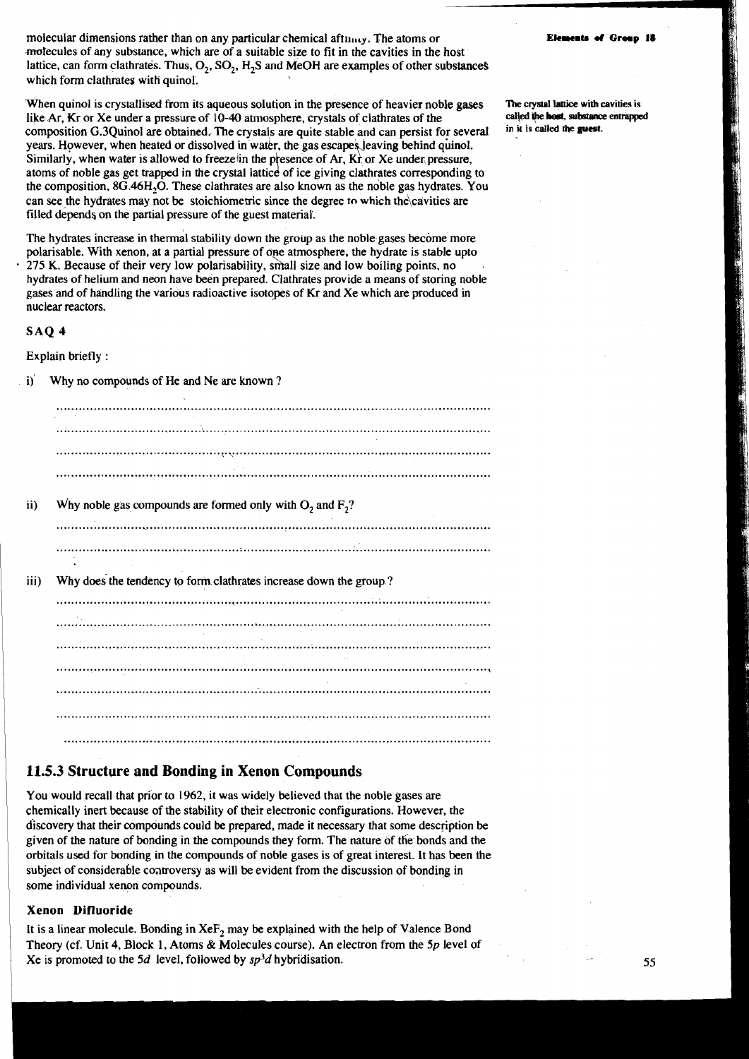molecular dimensions rather than on any particular chemical affinity. The atoms or molecules of any substance, which are of a suitable size to fit in the cavities in the host lattice, can form clathrates. Thus, $O_2$, $SO_2$, $H_2S$ and MeOH are examples of other substances which form clathrates with quinol.

When quinol is crystallised from its aqueous solution in the presence of heavier noble gases like Ar, Kr or Xe under a pressure of 10-40 atmosphere, crystals of clathrates of the composition G.3Quinol are obtained. The crystals are quite stable and can persist for several years. However, when heated or dissolved in water, the gas escapes leaving behind quinol. Similarly, when water is allowed to freeze in the presence of Ar, Kr or Xe under pressure, atoms of noble gas get trapped in the crystal lattice of ice giving clathrates corresponding to the composition, $8G.46H_2O$. These clathrates are also known as the noble gas hydrates. You can see the hydrates may not be stoichiometric since the degree to which the cavities are filled depends on the partial pressure of the guest material.

The crystal lattice with cavities is called the **host**, substance entrapped in it is called the **guest**.

The hydrates increase in thermal stability down the group as the noble gases become more polarisable. With xenon, at a partial pressure of one atmosphere, the hydrate is stable upto 275 K. Because of their very low polarisability, small size and low boiling points, no hydrates of helium and neon have been prepared. Clathrates provide a means of storing noble gases and of handling the various radioactive isotopes of Kr and Xe which are produced in nuclear reactors.

## SAQ 4

Explain briefly :

i) Why no compounds of He and Ne are known ?

..................................................................................................................

..................................................................................................................

..................................................................................................................

..................................................................................................................

ii) Why noble gas compounds are formed only with $O_2$ and $F_2$?

..................................................................................................................

..................................................................................................................

iii) Why does the tendency to form clathrates increase down the group ?

..................................................................................................................

..................................................................................................................

..................................................................................................................

..................................................................................................................

..................................................................................................................

..................................................................................................................

..................................................................................................................

## 11.5.3 Structure and Bonding in Xenon Compounds

You would recall that prior to 1962, it was widely believed that the noble gases are chemically inert because of the stability of their electronic configurations. However, the discovery that their compounds could be prepared, made it necessary that some description be given of the nature of bonding in the compounds they form. The nature of the bonds and the orbitals used for bonding in the compounds of noble gases is of great interest. It has been the subject of considerable controversy as will be evident from the discussion of bonding in some individual xenon compounds.

### Xenon Difluoride

It is a linear molecule. Bonding in $XeF_2$ may be explained with the help of Valence Bond Theory (cf. Unit 4, Block 1, Atoms & Molecules course). An electron from the 5*p* level of Xe is promoted to the 5*d* level, followed by $sp^3d$ hybridisation.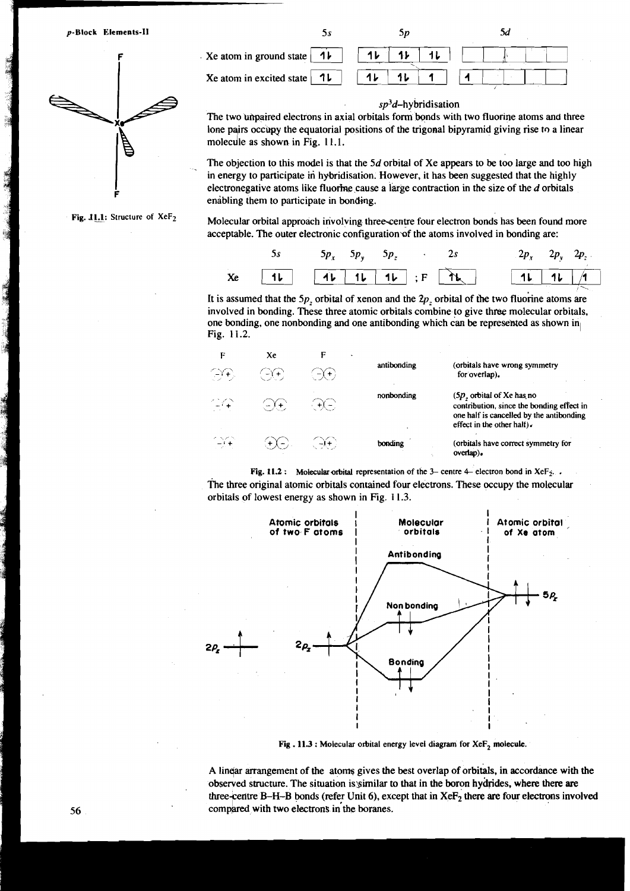Fig. 11.1: Structure of $XeF_2$

| | 5s | 5p | | | 5d | | | | |
|---|---|---|---|---|---|---|---|---|---|
| Xe atom in ground state | 1↓ | 1↓ | 1↓ | 1↓ | | | | | |
| Xe atom in excited state | 1↓ | 1↓ | 1↓ | 1 | 1 | | | | |

$sp^3d$–hybridisation

The two unpaired electrons in axial orbitals form bonds with two fluorine atoms and three lone pairs occupy the equatorial positions of the trigonal bipyramid giving rise to a linear molecule as shown in Fig. 11.1.

The objection to this model is that the 5*d* orbital of Xe appears to be too large and too high in energy to participate in hybridisation. However, it has been suggested that the highly electronegative atoms like fluorine cause a large contraction in the size of the *d* orbitals enabling them to participate in bonding.

Molecular orbital approach involving three-centre four electron bonds has been found more acceptable. The outer electronic configuration of the atoms involved in bonding are:

| | 5s | $5p_x$ | $5p_y$ | $5p_z$ | | 2s | $2p_x$ | $2p_y$ | $2p_z$ |
|---|---|---|---|---|---|---|---|---|---|
| Xe | 1↓ | 1↓ | 1↓ | 1↓ | ; F | 1↓ | 1↓ | 1↓ | 1 |

It is assumed that the $5p_z$ orbital of xenon and the $2p_z$ orbital of the two fluorine atoms are involved in bonding. These three atomic orbitals combine to give three molecular orbitals, one bonding, one nonbonding and one antibonding which can be represented as shown in Fig. 11.2.

| F | Xe | F | | |
|---|---|---|---|---|
| | | | antibonding | (orbitals have wrong symmetry for overlap). |
| | | | nonbonding | ($5p_z$ orbital of Xe has no contribution, since the bonding effect in one half is cancelled by the antibonding effect in the other half). |
| | | | bonding | (orbitals have correct symmetry for overlap). |

Fig. 11.2 : Molecular orbital representation of the 3– centre 4– electron bond in $XeF_2$.

The three original atomic orbitals contained four electrons. These occupy the molecular orbitals of lowest energy as shown in Fig. 11.3.

Atomic orbitals of two F atoms — Molecular orbitals — Atomic orbital of Xe atom

Antibonding; Non bonding; Bonding; $2p_z$; $2p_z$; $5p_z$

Fig. 11.3 : Molecular orbital energy level diagram for $XeF_2$ molecule.

A linear arrangement of the atoms gives the best overlap of orbitals, in accordance with the observed structure. The situation is similar to that in the boron hydrides, where there are three-centre B–H–B bonds (refer Unit 6), except that in $XeF_2$ there are four electrons involved compared with two electrons in the boranes.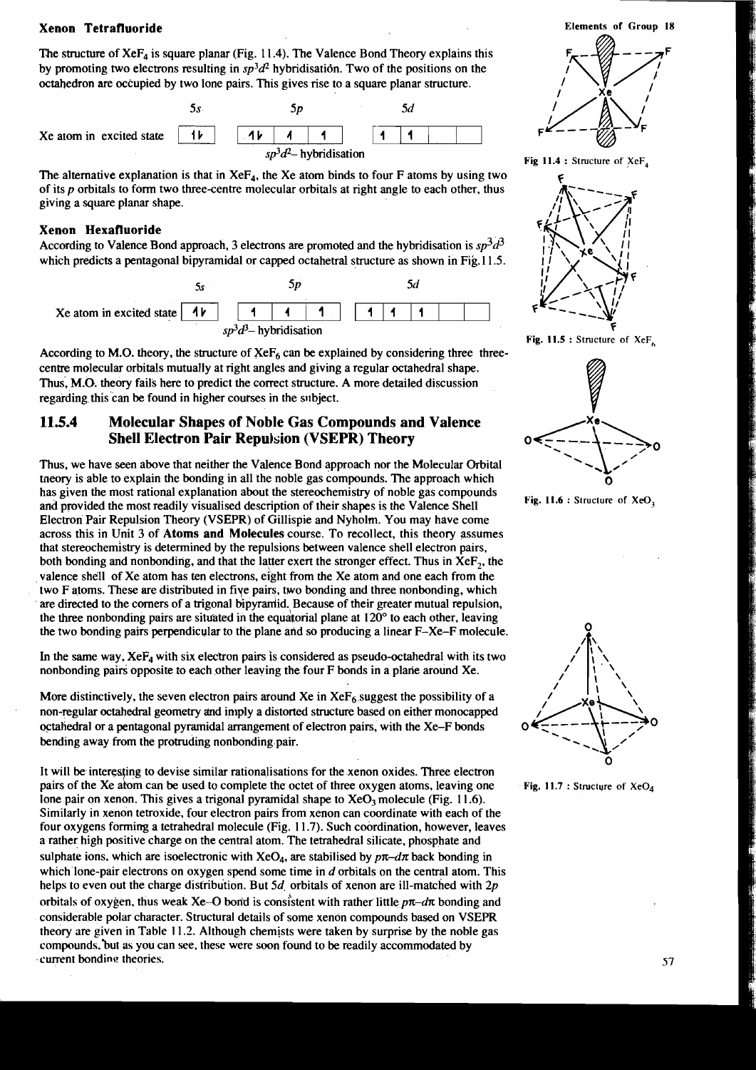### Xenon Tetrafluoride

The structure of $XeF_4$ is square planar (Fig. 11.4). The Valence Bond Theory explains this by promoting two electrons resulting in $sp^3d^2$ hybridisation. Two of the positions on the octahedron are occupied by two lone pairs. This gives rise to a square planar structure.

| | 5s | 5p | | | 5d | | | | |
|---|---|---|---|---|---|---|---|---|---|
| Xe atom in excited state | ↿⇂ | ↿⇂ | ↿ | ↿ | ↿ | ↿ | | | |

$sp^3d^2$– hybridisation

The alternative explanation is that in $XeF_4$, the Xe atom binds to four F atoms by using two of its *p* orbitals to form two three-centre molecular orbitals at right angle to each other, thus giving a square planar shape.

Fig 11.4 : Structure of $XeF_4$

### Xenon Hexafluoride

According to Valence Bond approach, 3 electrons are promoted and the hybridisation is $sp^3d^3$ which predicts a pentagonal bipyramidal or capped octahetral structure as shown in Fig. 11.5.

| | 5s | 5p | | | 5d | | | | |
|---|---|---|---|---|---|---|---|---|---|
| Xe atom in excited state | ↿⇂ | ↿ | ↿ | ↿ | ↿ | ↿ | ↿ | | |

$sp^3d^3$– hybridisation

According to M.O. theory, the structure of $XeF_6$ can be explained by considering three three-centre molecular orbitals mutually at right angles and giving a regular octahedral shape. Thus, M.O. theory fails here to predict the correct structure. A more detailed discussion regarding this can be found in higher courses in the subject.

Fig. 11.5 : Structure of $XeF_6$

## 11.5.4 Molecular Shapes of Noble Gas Compounds and Valence Shell Electron Pair Repulsion (VSEPR) Theory

Thus, we have seen above that neither the Valence Bond approach nor the Molecular Orbital theory is able to explain the bonding in all the noble gas compounds. The approach which has given the most rational explanation about the stereochemistry of noble gas compounds and provided the most readily visualised description of their shapes is the Valence Shell Electron Pair Repulsion Theory (VSEPR) of Gillispie and Nyholm. You may have come across this in Unit 3 of **Atoms and Molecules** course. To recollect, this theory assumes that stereochemistry is determined by the repulsions between valence shell electron pairs, both bonding and nonbonding, and that the latter exert the stronger effect. Thus in $XeF_2$, the valence shell of Xe atom has ten electrons, eight from the Xe atom and one each from the two F atoms. These are distributed in five pairs, two bonding and three nonbonding, which are directed to the corners of a trigonal bipyramid. Because of their greater mutual repulsion, the three nonbonding pairs are situated in the equatorial plane at 120° to each other, leaving the two bonding pairs perpendicular to the plane and so producing a linear F–Xe–F molecule.

Fig. 11.6 : Structure of $XeO_3$

In the same way, $XeF_4$ with six electron pairs is considered as pseudo-octahedral with its two nonbonding pairs opposite to each other leaving the four F bonds in a plane around Xe.

More distinctively, the seven electron pairs around Xe in $XeF_6$ suggest the possibility of a non-regular octahedral geometry and imply a distorted structure based on either monocapped octahedral or a pentagonal pyramidal arrangement of electron pairs, with the Xe–F bonds bending away from the protruding nonbonding pair.

It will be interesting to devise similar rationalisations for the xenon oxides. Three electron pairs of the Xe atom can be used to complete the octet of three oxygen atoms, leaving one lone pair on xenon. This gives a trigonal pyramidal shape to $XeO_3$ molecule (Fig. 11.6). Similarly in xenon tetroxide, four electron pairs from xenon can coordinate with each of the four oxygens forming a tetrahedral molecule (Fig. 11.7). Such coordination, however, leaves a rather high positive charge on the central atom. The tetrahedral silicate, phosphate and sulphate ions, which are isoelectronic with $XeO_4$, are stabilised by $p\pi$–$d\pi$ back bonding in which lone-pair electrons on oxygen spend some time in *d* orbitals on the central atom. This helps to even out the charge distribution. But 5*d* orbitals of xenon are ill-matched with 2*p* orbitals of oxygen, thus weak Xe–O bond is consistent with rather little $p\pi$–$d\pi$ bonding and considerable polar character. Structural details of some xenon compounds based on VSEPR theory are given in Table 11.2. Although chemists were taken by surprise by the noble gas compounds, but as you can see, these were soon found to be readily accommodated by current bonding theories.

Fig. 11.7 : Structure of $XeO_4$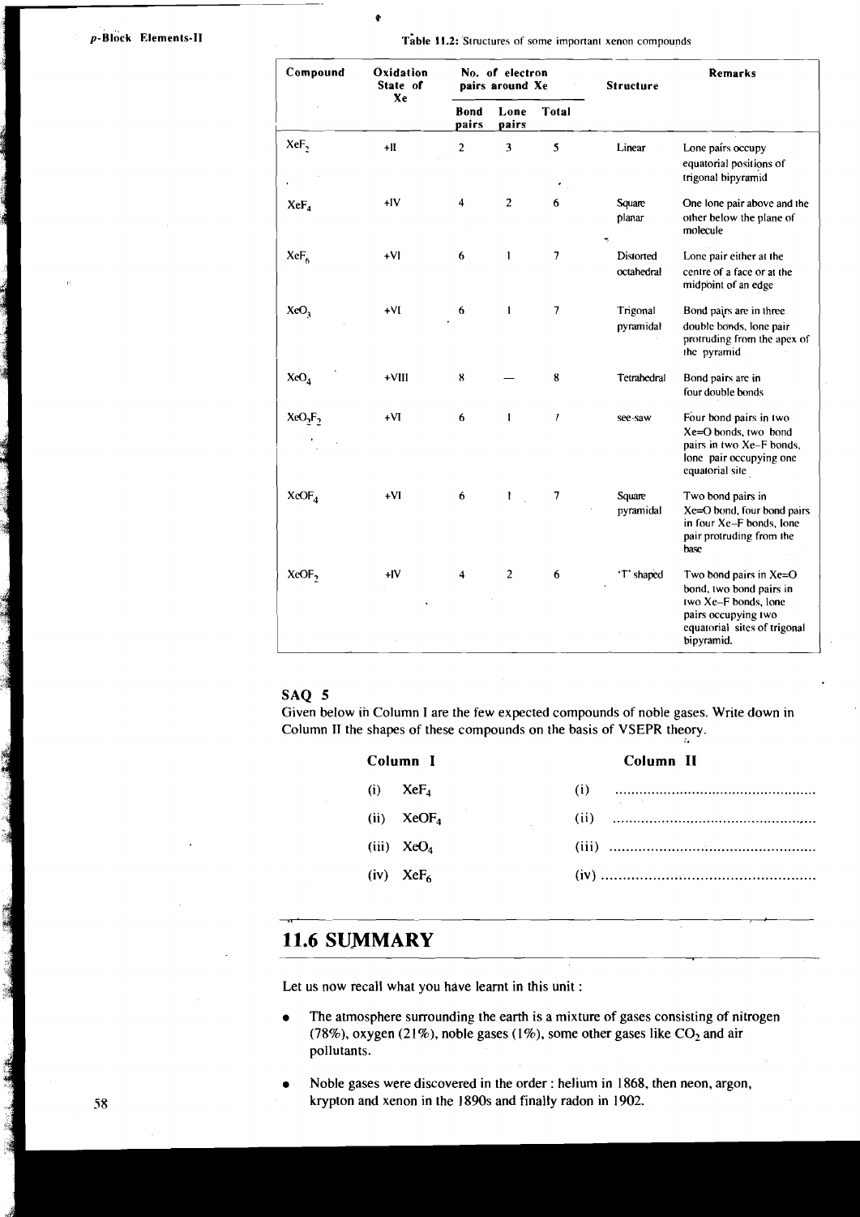Table 11.2: Structures of some important xenon compounds

| Compound | Oxidation State of Xe | No. of electron pairs around Xe | | | Structure | Remarks |
|---|---|---|---|---|---|---|
| | | Bond pairs | Lone pairs | Total | | |
| $XeF_2$ | +II | 2 | 3 | 5 | Linear | Lone pairs occupy equatorial positions of trigonal bipyramid |
| $XeF_4$ | +IV | 4 | 2 | 6 | Square planar | One lone pair above and the other below the plane of molecule |
| $XeF_6$ | +VI | 6 | 1 | 7 | Distorted octahedral | Lone pair either at the centre of a face or at the midpoint of an edge |
| $XeO_3$ | +VI | 6 | 1 | 7 | Trigonal pyramidal | Bond pairs are in three double bonds, lone pair protruding from the apex of the pyramid |
| $XeO_4$ | +VIII | 8 | — | 8 | Tetrahedral | Bond pairs are in four double bonds |
| $XeO_2F_2$ | +VI | 6 | 1 | 7 | see-saw | Four bond pairs in two Xe=O bonds, two bond pairs in two Xe–F bonds, lone pair occupying one equatorial site |
| $XeOF_4$ | +VI | 6 | 1 | 7 | Square pyramidal | Two bond pairs in Xe=O bond, four bond pairs in four Xe–F bonds, lone pair protruding from the base |
| $XeOF_2$ | +IV | 4 | 2 | 6 | 'T' shaped | Two bond pairs in Xe=O bond, two bond pairs in two Xe–F bonds, lone pairs occupying two equatorial sites of trigonal bipyramid. |

## SAQ 5

Given below in Column I are the few expected compounds of noble gases. Write down in Column II the shapes of these compounds on the basis of VSEPR theory.

| Column I | Column II |
|---|---|
| (i) $XeF_4$ | (i) ................................................ |
| (ii) $XeOF_4$ | (ii) ................................................ |
| (iii) $XeO_4$ | (iii) ................................................ |
| (iv) $XeF_6$ | (iv) ................................................ |

## 11.6 SUMMARY

Let us now recall what you have learnt in this unit :

- The atmosphere surrounding the earth is a mixture of gases consisting of nitrogen (78%), oxygen (21%), noble gases (1%), some other gases like $CO_2$ and air pollutants.
- Noble gases were discovered in the order : helium in 1868, then neon, argon, krypton and xenon in the 1890s and finally radon in 1902.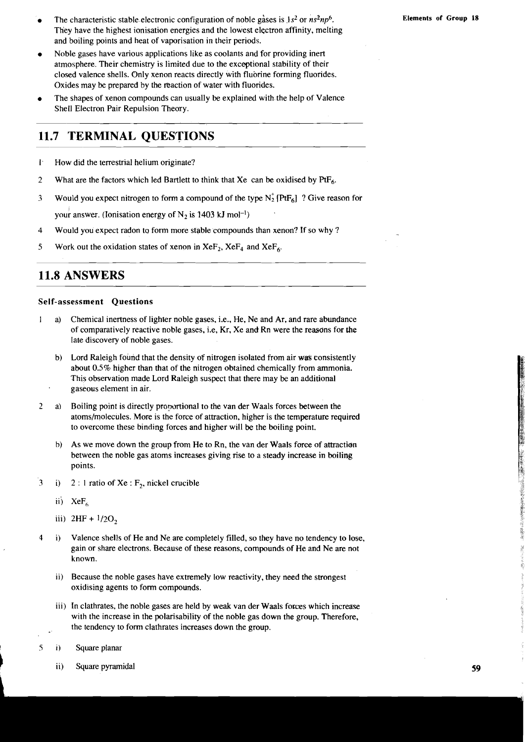- The characteristic stable electronic configuration of noble gases is $1s^2$ or $ns^2np^6$. They have the highest ionisation energies and the lowest electron affinity, melting and boiling points and heat of vaporisation in their periods.
- Noble gases have various applications like as coolants and for providing inert atmosphere. Their chemistry is limited due to the exceptional stability of their closed valence shells. Only xenon reacts directly with fluorine forming fluorides. Oxides may be prepared by the reaction of water with fluorides.
- The shapes of xenon compounds can usually be explained with the help of Valence Shell Electron Pair Repulsion Theory.

## 11.7 TERMINAL QUESTIONS

1. How did the terrestrial helium originate?
2. What are the factors which led Bartlett to think that Xe can be oxidised by $PtF_6$.
3. Would you expect nitrogen to form a compound of the type $N_2^+[PtF_6]^-$? Give reason for your answer. (Ionisation energy of $N_2$ is 1403 kJ $mol^{-1}$)
4. Would you expect radon to form more stable compounds than xenon? If so why?
5. Work out the oxidation states of xenon in $XeF_2$, $XeF_4$ and $XeF_6$.

## 11.8 ANSWERS

### Self-assessment Questions

1. a) Chemical inertness of lighter noble gases, i.e., He, Ne and Ar, and rare abundance of comparatively reactive noble gases, i.e, Kr, Xe and Rn were the reasons for the late discovery of noble gases.

   b) Lord Raleigh found that the density of nitrogen isolated from air was consistently about 0.5% higher than that of the nitrogen obtained chemically from ammonia. This observation made Lord Raleigh suspect that there may be an additional gaseous element in air.

2. a) Boiling point is directly proportional to the van der Waals forces between the atoms/molecules. More is the force of attraction, higher is the temperature required to overcome these binding forces and higher will be the boiling point.

   b) As we move down the group from He to Rn, the van der Waals force of attraction between the noble gas atoms increases giving rise to a steady increase in boiling points.

3. i) 2 : 1 ratio of Xe : $F_2$, nickel crucible

   ii) $XeF_6$

   iii) $2HF + 1/2O_2$

4. i) Valence shells of He and Ne are completely filled, so they have no tendency to lose, gain or share electrons. Because of these reasons, compounds of He and Ne are not known.

   ii) Because the noble gases have extremely low reactivity, they need the strongest oxidising agents to form compounds.

   iii) In clathrates, the noble gases are held by weak van der Waals forces which increase with the increase in the polarisability of the noble gas down the group. Therefore, the tendency to form clathrates increases down the group.

5. i) Square planar

   ii) Square pyramidal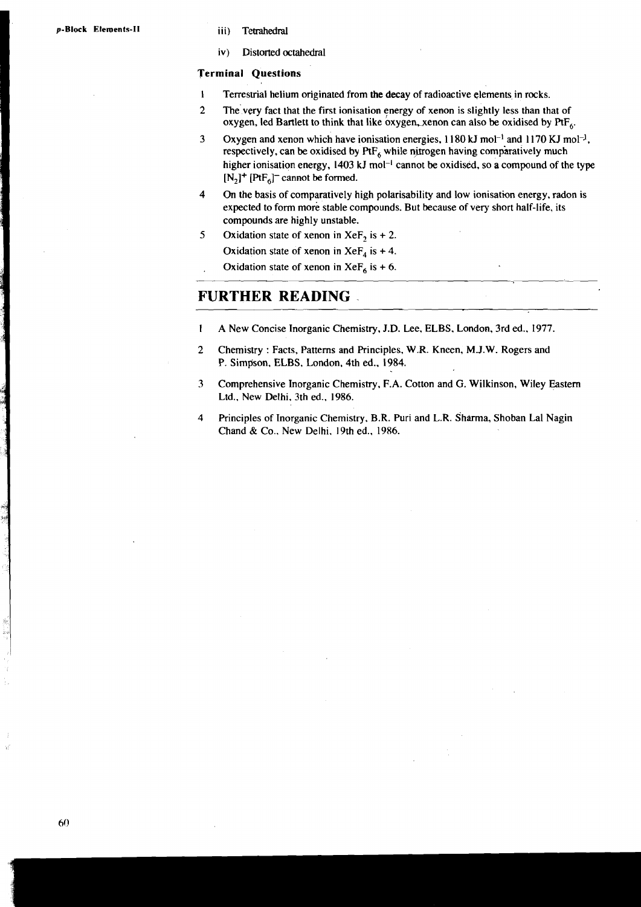iii) Tetrahedral

iv) Distorted octahedral

### Terminal Questions

1. Terrestrial helium originated from the decay of radioactive elements in rocks.
2. The very fact that the first ionisation energy of xenon is slightly less than that of oxygen, led Bartlett to think that like oxygen, xenon can also be oxidised by $PtF_6$.
3. Oxygen and xenon which have ionisation energies, 1180 kJ $mol^{-1}$ and 1170 KJ $mol^{-1}$, respectively, can be oxidised by $PtF_6$ while nitrogen having comparatively much higher ionisation energy, 1403 kJ $mol^{-1}$ cannot be oxidised, so a compound of the type $[N_2]^+ [PtF_6]^-$ cannot be formed.
4. On the basis of comparatively high polarisability and low ionisation energy, radon is expected to form more stable compounds. But because of very short half-life, its compounds are highly unstable.
5. Oxidation state of xenon in $XeF_2$ is + 2.

   Oxidation state of xenon in $XeF_4$ is + 4.

   Oxidation state of xenon in $XeF_6$ is + 6.

## FURTHER READING

1. A New Concise Inorganic Chemistry, J.D. Lee, ELBS, London, 3rd ed., 1977.
2. Chemistry : Facts, Patterns and Principles, W.R. Kneen, M.J.W. Rogers and P. Simpson, ELBS, London, 4th ed., 1984.
3. Comprehensive Inorganic Chemistry, F.A. Cotton and G. Wilkinson, Wiley Eastern Ltd., New Delhi, 3th ed., 1986.
4. Principles of Inorganic Chemistry, B.R. Puri and L.R. Sharma, Shoban Lal Nagin Chand & Co., New Delhi, 19th ed., 1986.